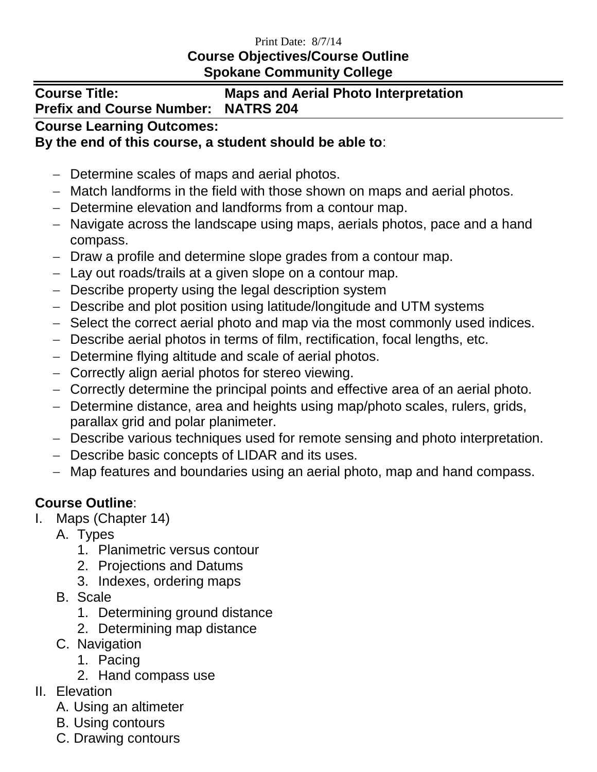Print Date: 8/7/14

**Course Objectives/Course Outline**
**Spokane Community College**

**Course Title:** **Maps and Aerial Photo Interpretation**
**Prefix and Course Number:** **NATRS 204**

**Course Learning Outcomes:**
**By the end of this course, a student should be able to**:

- Determine scales of maps and aerial photos.
- Match landforms in the field with those shown on maps and aerial photos.
- Determine elevation and landforms from a contour map.
- Navigate across the landscape using maps, aerials photos, pace and a hand compass.
- Draw a profile and determine slope grades from a contour map.
- Lay out roads/trails at a given slope on a contour map.
- Describe property using the legal description system
- Describe and plot position using latitude/longitude and UTM systems
- Select the correct aerial photo and map via the most commonly used indices.
- Describe aerial photos in terms of film, rectification, focal lengths, etc.
- Determine flying altitude and scale of aerial photos.
- Correctly align aerial photos for stereo viewing.
- Correctly determine the principal points and effective area of an aerial photo.
- Determine distance, area and heights using map/photo scales, rulers, grids, parallax grid and polar planimeter.
- Describe various techniques used for remote sensing and photo interpretation.
- Describe basic concepts of LIDAR and its uses.
- Map features and boundaries using an aerial photo, map and hand compass.

**Course Outline**:

I. Maps (Chapter 14)
   A. Types
      1. Planimetric versus contour
      2. Projections and Datums
      3. Indexes, ordering maps
   B. Scale
      1. Determining ground distance
      2. Determining map distance
   C. Navigation
      1. Pacing
      2. Hand compass use

II. Elevation
   A. Using an altimeter
   B. Using contours
   C. Drawing contours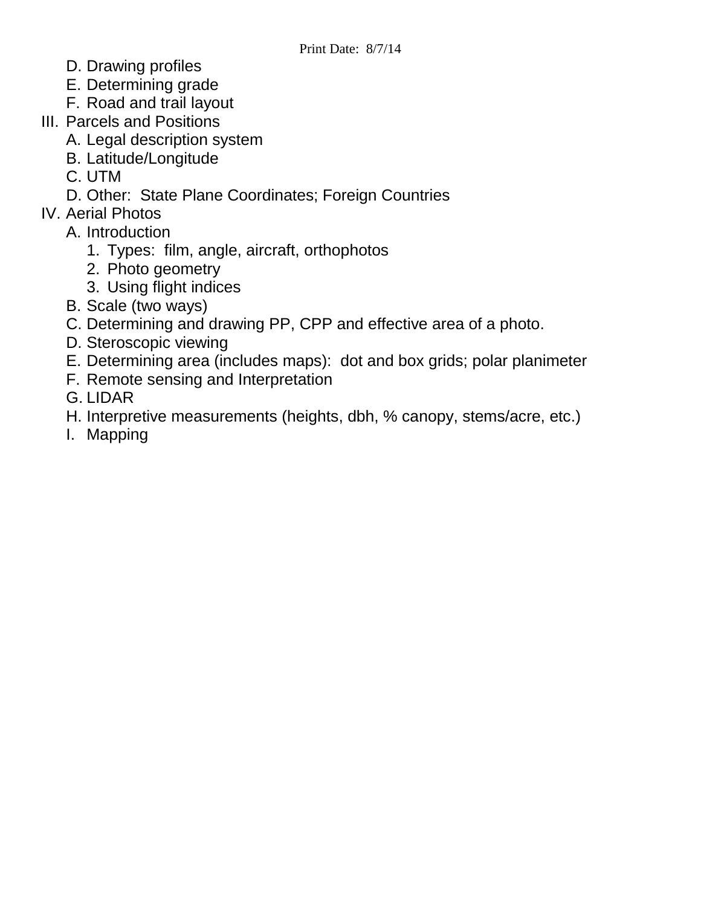D. Drawing profiles
E. Determining grade
F. Road and trail layout

III. Parcels and Positions
   A. Legal description system
   B. Latitude/Longitude
   C. UTM
   D. Other:  State Plane Coordinates; Foreign Countries

IV. Aerial Photos
   A. Introduction
      1. Types:  film, angle, aircraft, orthophotos
      2. Photo geometry
      3. Using flight indices
   B. Scale (two ways)
   C. Determining and drawing PP, CPP and effective area of a photo.
   D. Steroscopic viewing
   E. Determining area (includes maps):  dot and box grids; polar planimeter
   F. Remote sensing and Interpretation
   G. LIDAR
   H. Interpretive measurements (heights, dbh, % canopy, stems/acre, etc.)
   I. Mapping